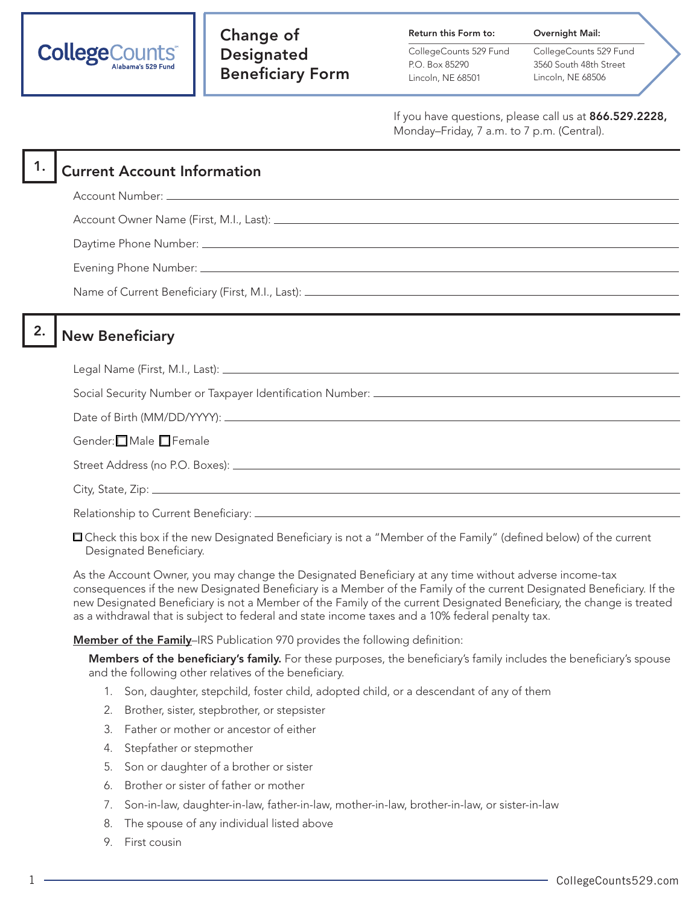CollegeCounts
Alabama's 529 Fund

# Change of Designated Beneficiary Form

**Return this Form to:**
CollegeCounts 529 Fund
P.O. Box 85290
Lincoln, NE 68501

**Overnight Mail:**
CollegeCounts 529 Fund
3560 South 48th Street
Lincoln, NE 68506

If you have questions, please call us at **866.529.2228,** Monday–Friday, 7 a.m. to 7 p.m. (Central).

## 1. Current Account Information

Account Number: ______________________________

Account Owner Name (First, M.I., Last): ______________________________

Daytime Phone Number: ______________________________

Evening Phone Number: ______________________________

Name of Current Beneficiary (First, M.I., Last): ______________________________

## 2. New Beneficiary

Legal Name (First, M.I., Last): ______________________________

Social Security Number or Taxpayer Identification Number: ______________________________

Date of Birth (MM/DD/YYYY): ______________________________

Gender: ☐ Male ☐ Female

Street Address (no P.O. Boxes): ______________________________

City, State, Zip: ______________________________

Relationship to Current Beneficiary: ______________________________

☐ Check this box if the new Designated Beneficiary is not a "Member of the Family" (defined below) of the current Designated Beneficiary.

As the Account Owner, you may change the Designated Beneficiary at any time without adverse income-tax consequences if the new Designated Beneficiary is a Member of the Family of the current Designated Beneficiary. If the new Designated Beneficiary is not a Member of the Family of the current Designated Beneficiary, the change is treated as a withdrawal that is subject to federal and state income taxes and a 10% federal penalty tax.

**Member of the Family**–IRS Publication 970 provides the following definition:

**Members of the beneficiary's family.** For these purposes, the beneficiary's family includes the beneficiary's spouse and the following other relatives of the beneficiary.

1. Son, daughter, stepchild, foster child, adopted child, or a descendant of any of them
2. Brother, sister, stepbrother, or stepsister
3. Father or mother or ancestor of either
4. Stepfather or stepmother
5. Son or daughter of a brother or sister
6. Brother or sister of father or mother
7. Son-in-law, daughter-in-law, father-in-law, mother-in-law, brother-in-law, or sister-in-law
8. The spouse of any individual listed above
9. First cousin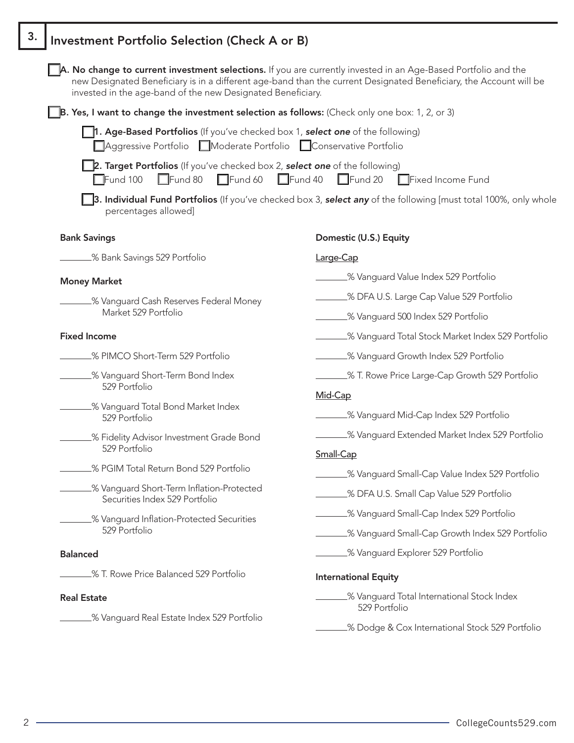## 3. Investment Portfolio Selection (Check A or B)

☐ **A. No change to current investment selections.** If you are currently invested in an Age-Based Portfolio and the new Designated Beneficiary is in a different age-band than the current Designated Beneficiary, the Account will be invested in the age-band of the new Designated Beneficiary.

☐ **B. Yes, I want to change the investment selection as follows:** (Check only one box: 1, 2, or 3)

☐ **1. Age-Based Portfolios** (If you've checked box 1, ***select one*** of the following)

☐ Aggressive Portfolio ☐ Moderate Portfolio ☐ Conservative Portfolio

☐ **2. Target Portfolios** (If you've checked box 2, ***select one*** of the following)

☐ Fund 100 ☐ Fund 80 ☐ Fund 60 ☐ Fund 40 ☐ Fund 20 ☐ Fixed Income Fund

☐ **3. Individual Fund Portfolios** (If you've checked box 3, ***select any*** of the following [must total 100%, only whole percentages allowed]

**Bank Savings**

_______% Bank Savings 529 Portfolio

**Money Market**

_______% Vanguard Cash Reserves Federal Money Market 529 Portfolio

**Fixed Income**

_______% PIMCO Short-Term 529 Portfolio

_______% Vanguard Short-Term Bond Index 529 Portfolio

_______% Vanguard Total Bond Market Index 529 Portfolio

_______% Fidelity Advisor Investment Grade Bond 529 Portfolio

_______% PGIM Total Return Bond 529 Portfolio

_______% Vanguard Short-Term Inflation-Protected Securities Index 529 Portfolio

_______% Vanguard Inflation-Protected Securities 529 Portfolio

**Balanced**

_______% T. Rowe Price Balanced 529 Portfolio

**Real Estate**

_______% Vanguard Real Estate Index 529 Portfolio

**Domestic (U.S.) Equity**

Large-Cap

_______% Vanguard Value Index 529 Portfolio

_______% DFA U.S. Large Cap Value 529 Portfolio

_______% Vanguard 500 Index 529 Portfolio

_______% Vanguard Total Stock Market Index 529 Portfolio

_______% Vanguard Growth Index 529 Portfolio

_______% T. Rowe Price Large-Cap Growth 529 Portfolio

Mid-Cap

_______% Vanguard Mid-Cap Index 529 Portfolio

_______% Vanguard Extended Market Index 529 Portfolio

Small-Cap

_______% Vanguard Small-Cap Value Index 529 Portfolio

_______% DFA U.S. Small Cap Value 529 Portfolio

_______% Vanguard Small-Cap Index 529 Portfolio

_______% Vanguard Small-Cap Growth Index 529 Portfolio

_______% Vanguard Explorer 529 Portfolio

**International Equity**

_______% Vanguard Total International Stock Index 529 Portfolio

_______% Dodge & Cox International Stock 529 Portfolio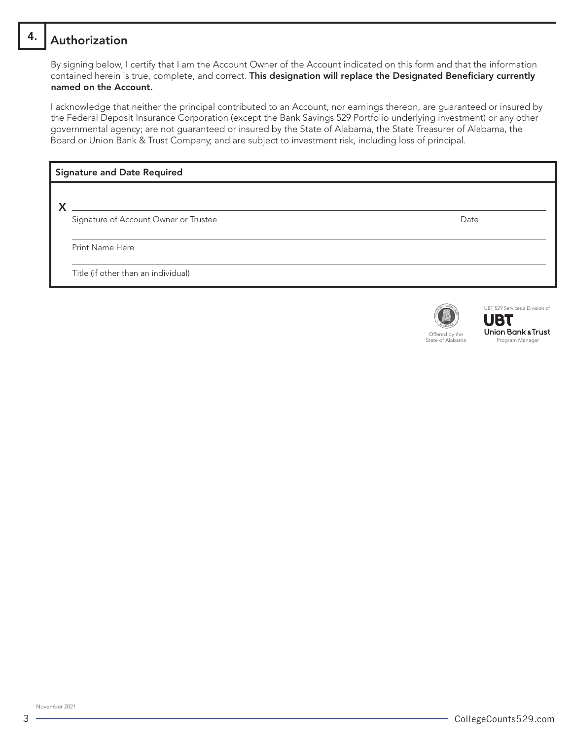## 4. Authorization

By signing below, I certify that I am the Account Owner of the Account indicated on this form and that the information contained herein is true, complete, and correct. **This designation will replace the Designated Beneficiary currently named on the Account.**

I acknowledge that neither the principal contributed to an Account, nor earnings thereon, are guaranteed or insured by the Federal Deposit Insurance Corporation (except the Bank Savings 529 Portfolio underlying investment) or any other governmental agency; are not guaranteed or insured by the State of Alabama, the State Treasurer of Alabama, the Board or Union Bank & Trust Company; and are subject to investment risk, including loss of principal.

**Signature and Date Required**

X ______________________________________________

Signature of Account Owner or Trustee                                        Date

______________________________________________

Print Name Here

______________________________________________

Title (if other than an individual)

Offered by the State of Alabama

UBT 529 Services a Division of UBT Union Bank & Trust Program Manager

November 2021

CollegeCounts529.com